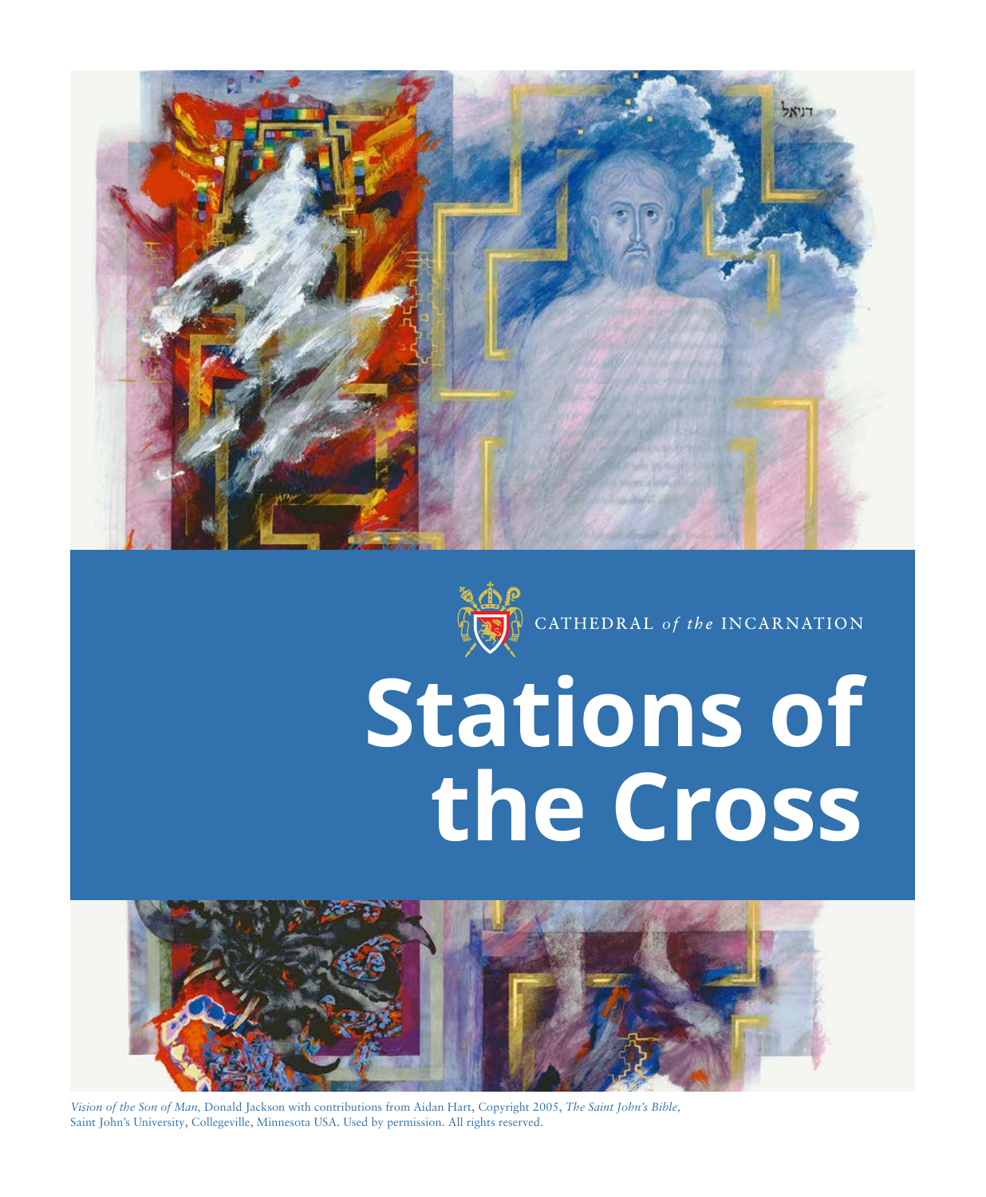CATHEDRAL *of the* INCARNATION

# Stations of the Cross

*Vision of the Son of Man,* Donald Jackson with contributions from Aidan Hart, Copyright 2005, *The Saint John's Bible,* Saint John's University, Collegeville, Minnesota USA. Used by permission. All rights reserved.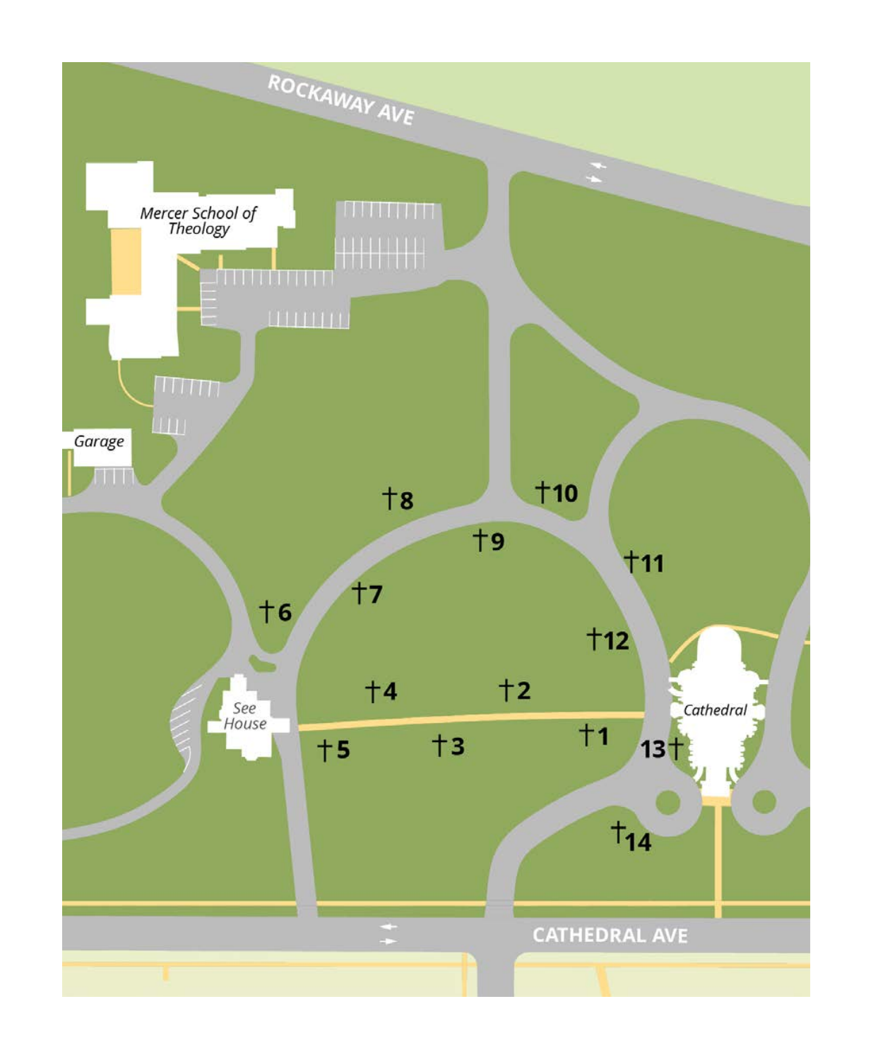ROCKAWAY AVE

Mercer School of Theology

Garage

See House

Cathedral

CATHEDRAL AVE

†1

†2

†3

†4

†5

†6

†7

†8

†9

†10

†11

†12

13†

†14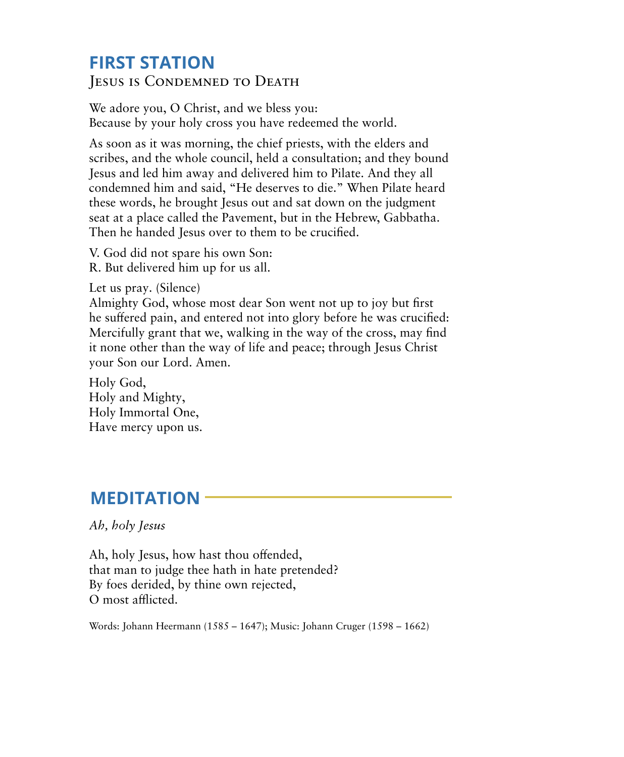# FIRST STATION

## Jesus is Condemned to Death

We adore you, O Christ, and we bless you:
Because by your holy cross you have redeemed the world.

As soon as it was morning, the chief priests, with the elders and scribes, and the whole council, held a consultation; and they bound Jesus and led him away and delivered him to Pilate. And they all condemned him and said, "He deserves to die." When Pilate heard these words, he brought Jesus out and sat down on the judgment seat at a place called the Pavement, but in the Hebrew, Gabbatha. Then he handed Jesus over to them to be crucified.

V. God did not spare his own Son:
R. But delivered him up for us all.

Let us pray. (Silence)
Almighty God, whose most dear Son went not up to joy but first he suffered pain, and entered not into glory before he was crucified: Mercifully grant that we, walking in the way of the cross, may find it none other than the way of life and peace; through Jesus Christ your Son our Lord. Amen.

Holy God,
Holy and Mighty,
Holy Immortal One,
Have mercy upon us.

# MEDITATION

*Ah, holy Jesus*

Ah, holy Jesus, how hast thou offended,
that man to judge thee hath in hate pretended?
By foes derided, by thine own rejected,
O most afflicted.

Words: Johann Heermann (1585 – 1647); Music: Johann Cruger (1598 – 1662)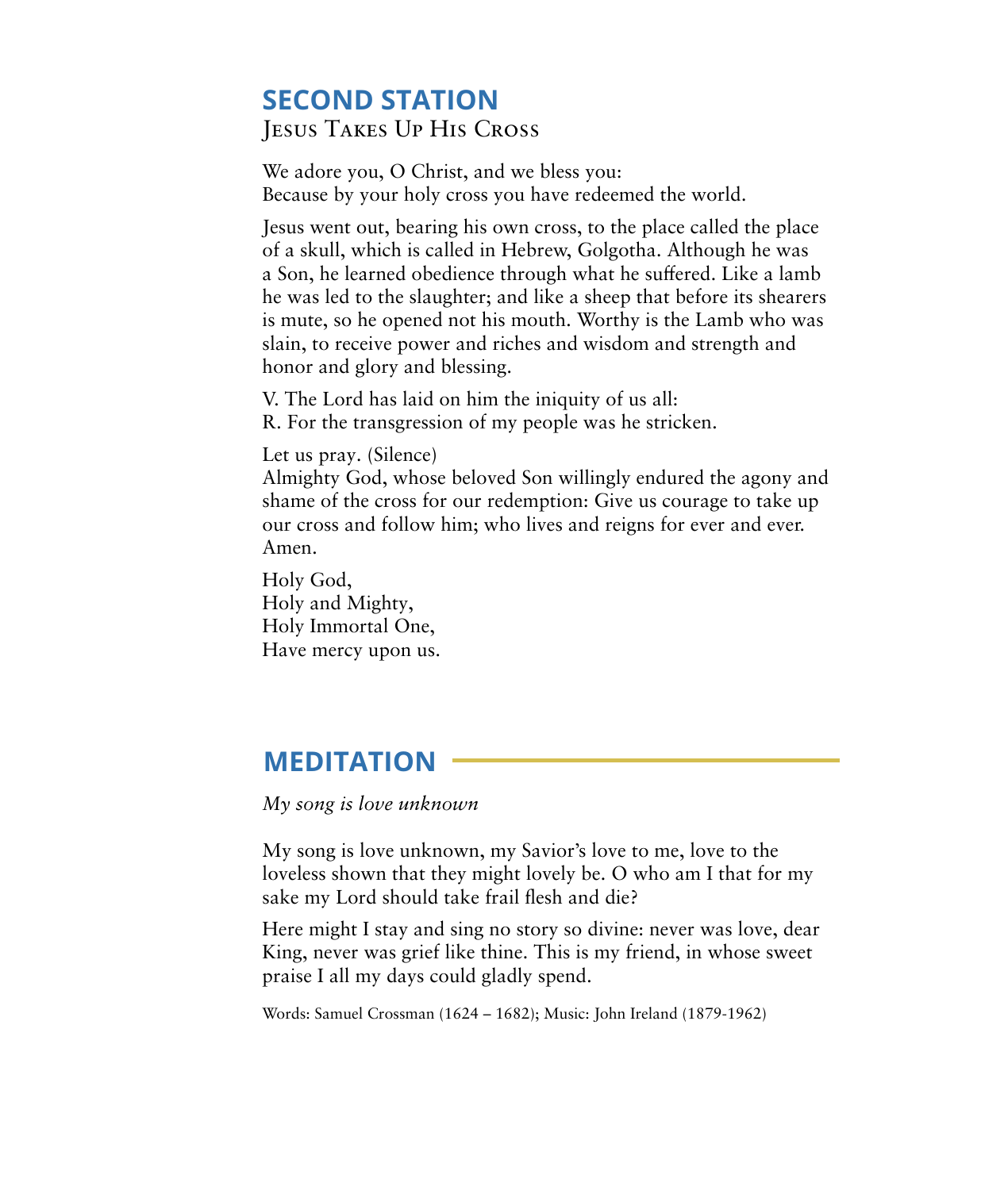## SECOND STATION

### Jesus Takes Up His Cross

We adore you, O Christ, and we bless you:
Because by your holy cross you have redeemed the world.

Jesus went out, bearing his own cross, to the place called the place of a skull, which is called in Hebrew, Golgotha. Although he was a Son, he learned obedience through what he suffered. Like a lamb he was led to the slaughter; and like a sheep that before its shearers is mute, so he opened not his mouth. Worthy is the Lamb who was slain, to receive power and riches and wisdom and strength and honor and glory and blessing.

V. The Lord has laid on him the iniquity of us all:
R. For the transgression of my people was he stricken.

Let us pray. (Silence)
Almighty God, whose beloved Son willingly endured the agony and shame of the cross for our redemption: Give us courage to take up our cross and follow him; who lives and reigns for ever and ever. Amen.

Holy God,
Holy and Mighty,
Holy Immortal One,
Have mercy upon us.

## MEDITATION

*My song is love unknown*

My song is love unknown, my Savior's love to me, love to the loveless shown that they might lovely be. O who am I that for my sake my Lord should take frail flesh and die?

Here might I stay and sing no story so divine: never was love, dear King, never was grief like thine. This is my friend, in whose sweet praise I all my days could gladly spend.

Words: Samuel Crossman (1624 – 1682); Music: John Ireland (1879-1962)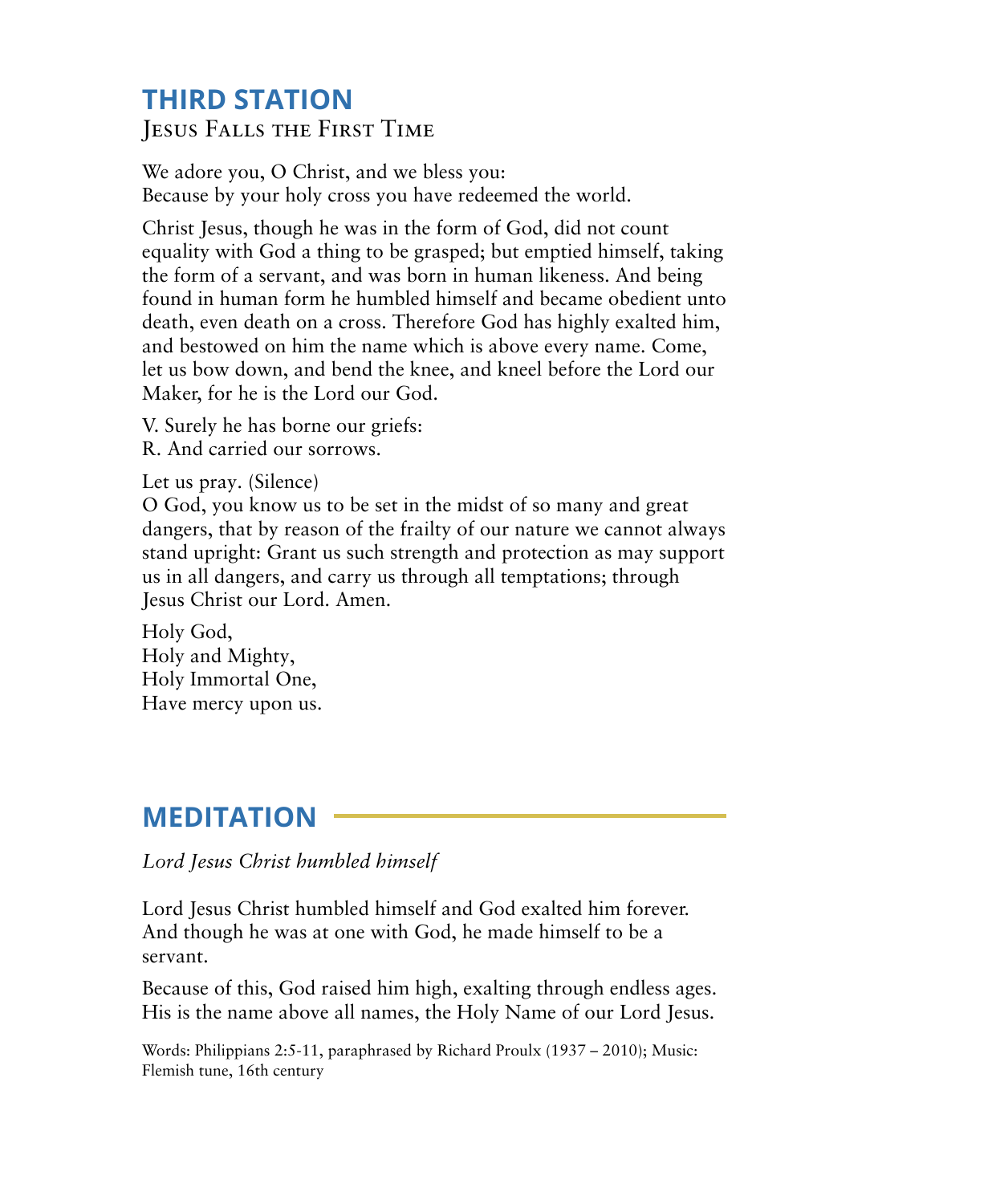## THIRD STATION

### Jesus Falls the First Time

We adore you, O Christ, and we bless you:
Because by your holy cross you have redeemed the world.

Christ Jesus, though he was in the form of God, did not count equality with God a thing to be grasped; but emptied himself, taking the form of a servant, and was born in human likeness. And being found in human form he humbled himself and became obedient unto death, even death on a cross. Therefore God has highly exalted him, and bestowed on him the name which is above every name. Come, let us bow down, and bend the knee, and kneel before the Lord our Maker, for he is the Lord our God.

V. Surely he has borne our griefs:
R. And carried our sorrows.

Let us pray. (Silence)
O God, you know us to be set in the midst of so many and great dangers, that by reason of the frailty of our nature we cannot always stand upright: Grant us such strength and protection as may support us in all dangers, and carry us through all temptations; through Jesus Christ our Lord. Amen.

Holy God,
Holy and Mighty,
Holy Immortal One,
Have mercy upon us.

## MEDITATION

*Lord Jesus Christ humbled himself*

Lord Jesus Christ humbled himself and God exalted him forever. And though he was at one with God, he made himself to be a servant.

Because of this, God raised him high, exalting through endless ages. His is the name above all names, the Holy Name of our Lord Jesus.

Words: Philippians 2:5-11, paraphrased by Richard Proulx (1937 – 2010); Music: Flemish tune, 16th century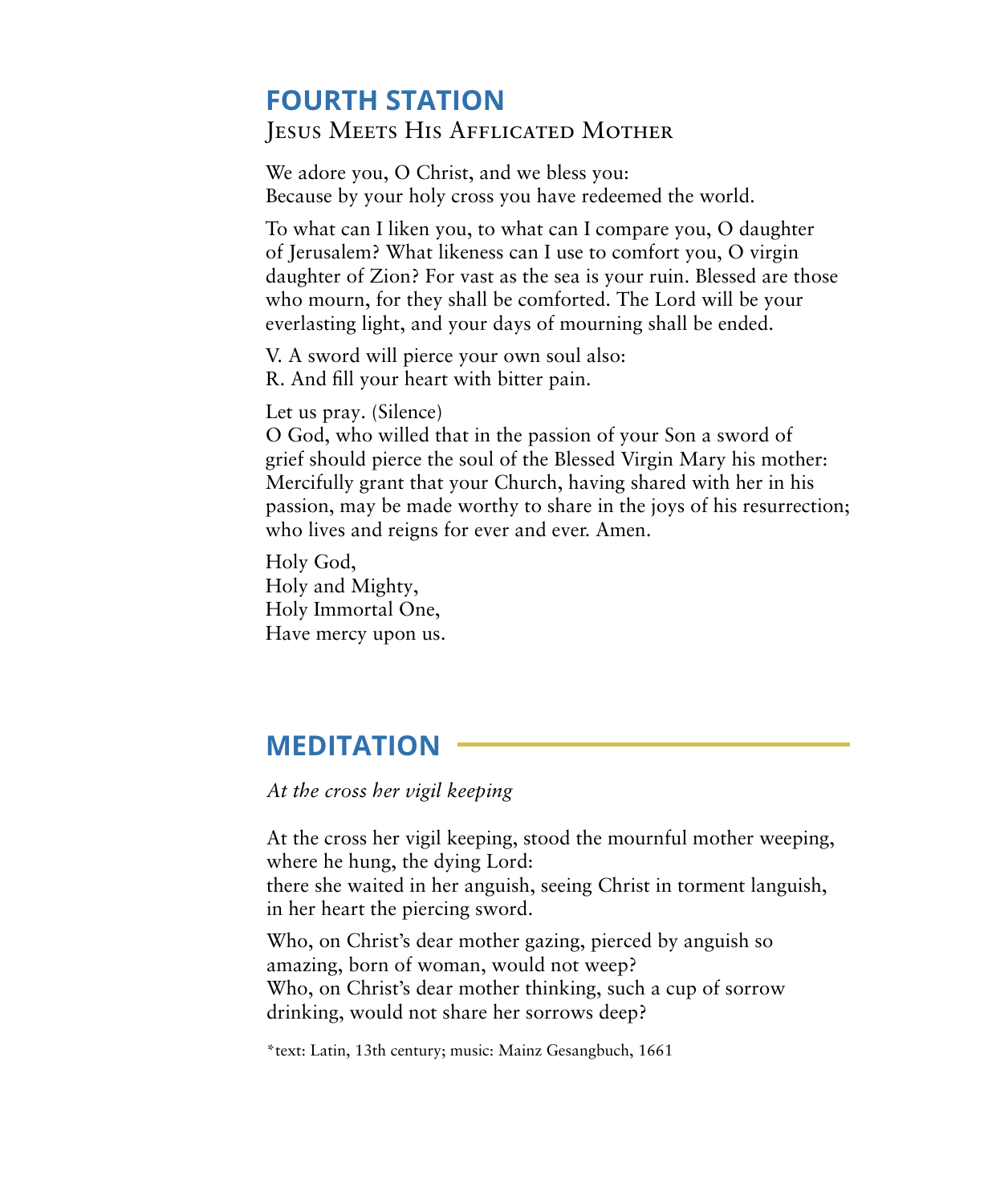## FOURTH STATION

### Jesus Meets His Afflicated Mother

We adore you, O Christ, and we bless you:
Because by your holy cross you have redeemed the world.

To what can I liken you, to what can I compare you, O daughter of Jerusalem? What likeness can I use to comfort you, O virgin daughter of Zion? For vast as the sea is your ruin. Blessed are those who mourn, for they shall be comforted. The Lord will be your everlasting light, and your days of mourning shall be ended.

V. A sword will pierce your own soul also:
R. And fill your heart with bitter pain.

Let us pray. (Silence)
O God, who willed that in the passion of your Son a sword of grief should pierce the soul of the Blessed Virgin Mary his mother: Mercifully grant that your Church, having shared with her in his passion, may be made worthy to share in the joys of his resurrection; who lives and reigns for ever and ever. Amen.

Holy God,
Holy and Mighty,
Holy Immortal One,
Have mercy upon us.

## MEDITATION

*At the cross her vigil keeping*

At the cross her vigil keeping, stood the mournful mother weeping, where he hung, the dying Lord:
there she waited in her anguish, seeing Christ in torment languish, in her heart the piercing sword.

Who, on Christ's dear mother gazing, pierced by anguish so amazing, born of woman, would not weep?
Who, on Christ's dear mother thinking, such a cup of sorrow drinking, would not share her sorrows deep?

*text: Latin, 13th century; music: Mainz Gesangbuch, 1661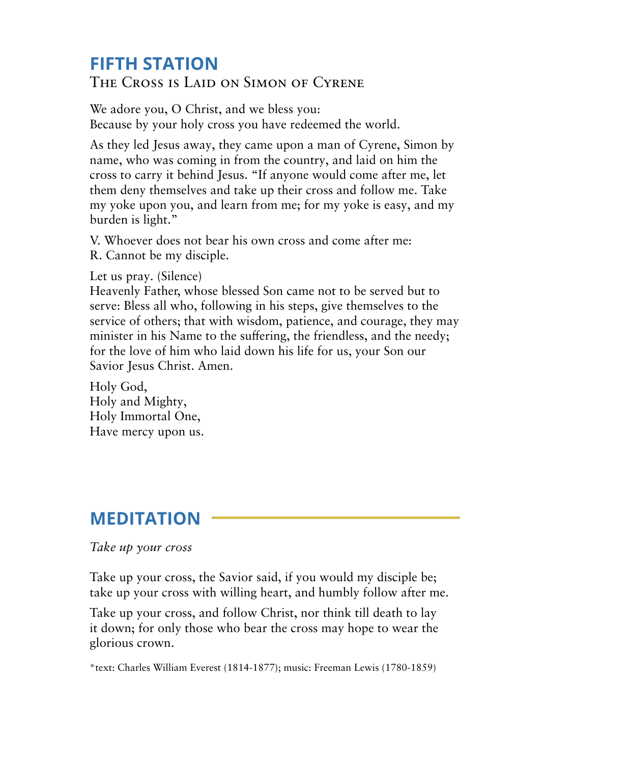## FIFTH STATION

### The Cross is Laid on Simon of Cyrene

We adore you, O Christ, and we bless you:
Because by your holy cross you have redeemed the world.

As they led Jesus away, they came upon a man of Cyrene, Simon by name, who was coming in from the country, and laid on him the cross to carry it behind Jesus. "If anyone would come after me, let them deny themselves and take up their cross and follow me. Take my yoke upon you, and learn from me; for my yoke is easy, and my burden is light."

V. Whoever does not bear his own cross and come after me:
R. Cannot be my disciple.

Let us pray. (Silence)
Heavenly Father, whose blessed Son came not to be served but to serve: Bless all who, following in his steps, give themselves to the service of others; that with wisdom, patience, and courage, they may minister in his Name to the suffering, the friendless, and the needy; for the love of him who laid down his life for us, your Son our Savior Jesus Christ. Amen.

Holy God,
Holy and Mighty,
Holy Immortal One,
Have mercy upon us.

## MEDITATION

*Take up your cross*

Take up your cross, the Savior said, if you would my disciple be; take up your cross with willing heart, and humbly follow after me.

Take up your cross, and follow Christ, nor think till death to lay it down; for only those who bear the cross may hope to wear the glorious crown.

*text: Charles William Everest (1814-1877); music: Freeman Lewis (1780-1859)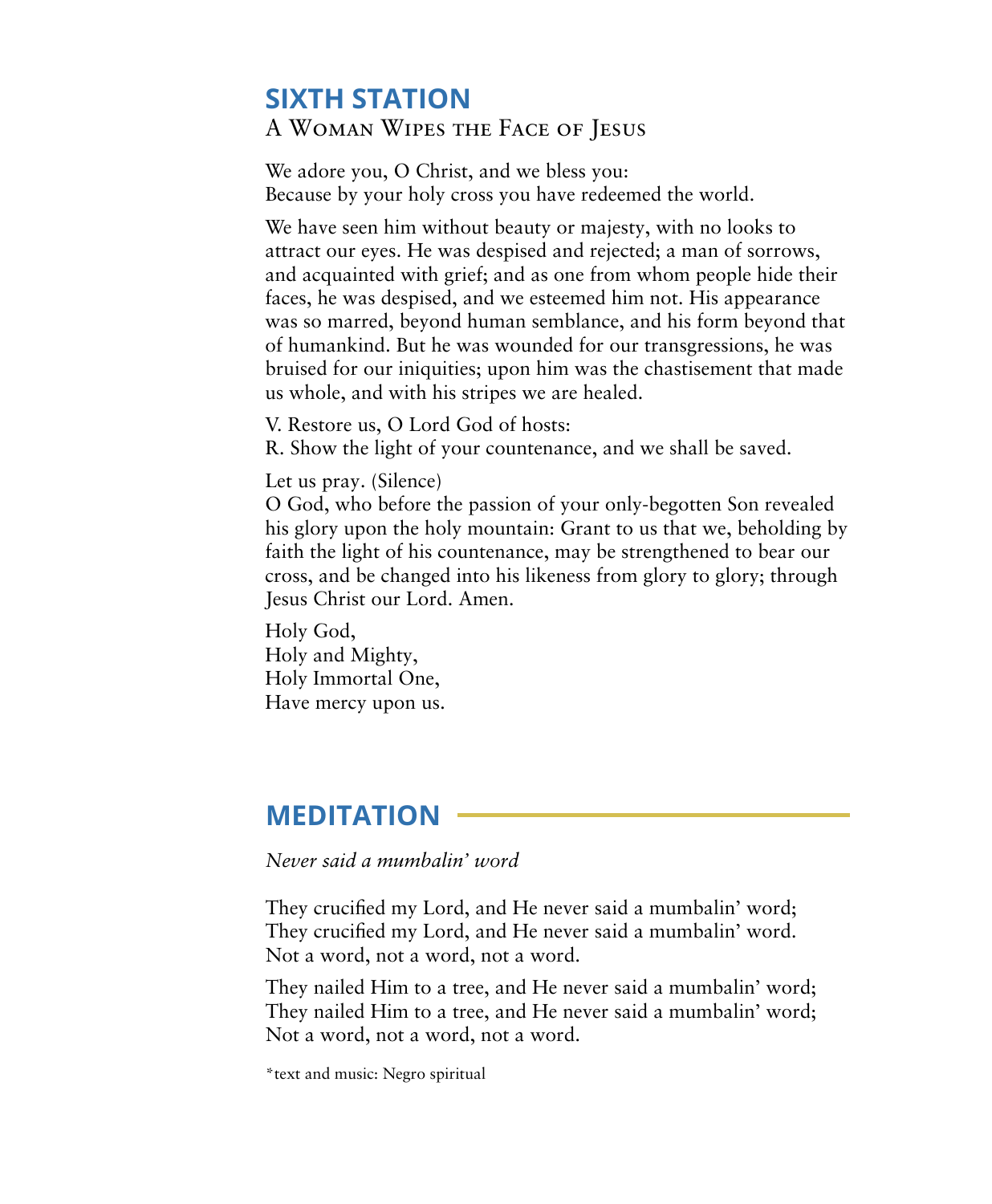## SIXTH STATION

### A Woman Wipes the Face of Jesus

We adore you, O Christ, and we bless you:
Because by your holy cross you have redeemed the world.

We have seen him without beauty or majesty, with no looks to attract our eyes. He was despised and rejected; a man of sorrows, and acquainted with grief; and as one from whom people hide their faces, he was despised, and we esteemed him not. His appearance was so marred, beyond human semblance, and his form beyond that of humankind. But he was wounded for our transgressions, he was bruised for our iniquities; upon him was the chastisement that made us whole, and with his stripes we are healed.

V. Restore us, O Lord God of hosts:
R. Show the light of your countenance, and we shall be saved.

Let us pray. (Silence)
O God, who before the passion of your only-begotten Son revealed his glory upon the holy mountain: Grant to us that we, beholding by faith the light of his countenance, may be strengthened to bear our cross, and be changed into his likeness from glory to glory; through Jesus Christ our Lord. Amen.

Holy God,
Holy and Mighty,
Holy Immortal One,
Have mercy upon us.

## MEDITATION

*Never said a mumbalin' word*

They crucified my Lord, and He never said a mumbalin' word;
They crucified my Lord, and He never said a mumbalin' word.
Not a word, not a word, not a word.

They nailed Him to a tree, and He never said a mumbalin' word;
They nailed Him to a tree, and He never said a mumbalin' word;
Not a word, not a word, not a word.

*text and music: Negro spiritual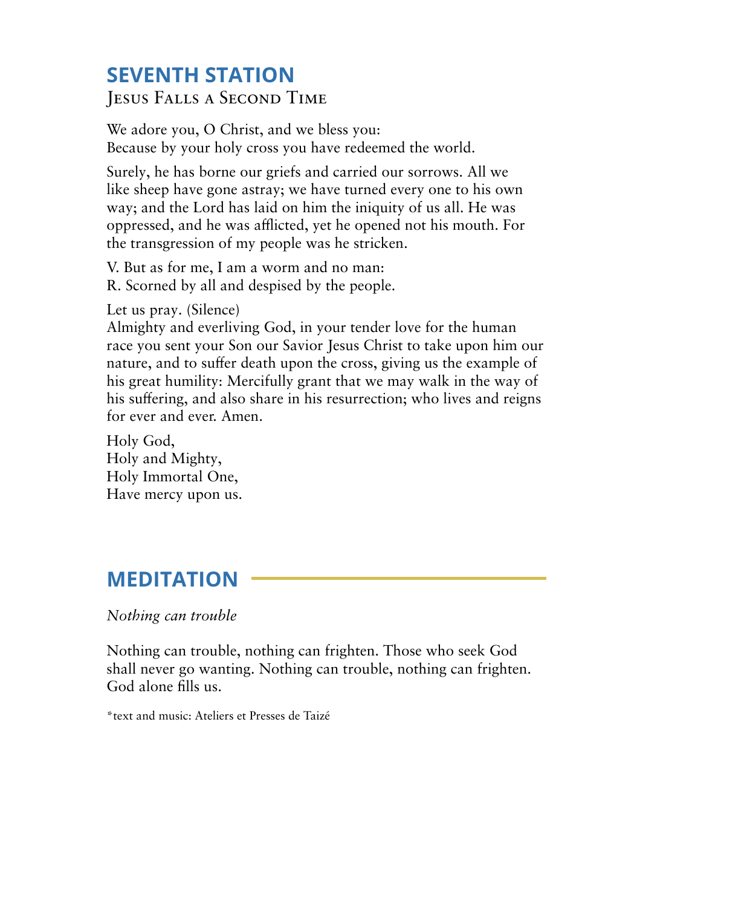## SEVENTH STATION

### Jesus Falls a Second Time

We adore you, O Christ, and we bless you:
Because by your holy cross you have redeemed the world.

Surely, he has borne our griefs and carried our sorrows. All we like sheep have gone astray; we have turned every one to his own way; and the Lord has laid on him the iniquity of us all. He was oppressed, and he was afflicted, yet he opened not his mouth. For the transgression of my people was he stricken.

V. But as for me, I am a worm and no man:
R. Scorned by all and despised by the people.

Let us pray. (Silence)
Almighty and everliving God, in your tender love for the human race you sent your Son our Savior Jesus Christ to take upon him our nature, and to suffer death upon the cross, giving us the example of his great humility: Mercifully grant that we may walk in the way of his suffering, and also share in his resurrection; who lives and reigns for ever and ever. Amen.

Holy God,
Holy and Mighty,
Holy Immortal One,
Have mercy upon us.

## MEDITATION

*Nothing can trouble*

Nothing can trouble, nothing can frighten. Those who seek God shall never go wanting. Nothing can trouble, nothing can frighten. God alone fills us.

*text and music: Ateliers et Presses de Taizé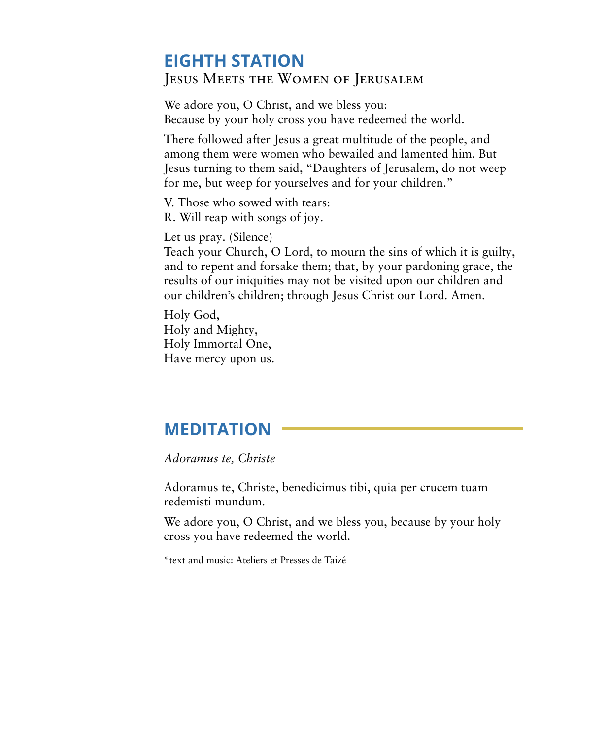## EIGHTH STATION

### Jesus Meets the Women of Jerusalem

We adore you, O Christ, and we bless you:
Because by your holy cross you have redeemed the world.

There followed after Jesus a great multitude of the people, and among them were women who bewailed and lamented him. But Jesus turning to them said, "Daughters of Jerusalem, do not weep for me, but weep for yourselves and for your children."

V. Those who sowed with tears:
R. Will reap with songs of joy.

Let us pray. (Silence)
Teach your Church, O Lord, to mourn the sins of which it is guilty, and to repent and forsake them; that, by your pardoning grace, the results of our iniquities may not be visited upon our children and our children's children; through Jesus Christ our Lord. Amen.

Holy God,
Holy and Mighty,
Holy Immortal One,
Have mercy upon us.

## MEDITATION

*Adoramus te, Christe*

Adoramus te, Christe, benedicimus tibi, quia per crucem tuam redemisti mundum.

We adore you, O Christ, and we bless you, because by your holy cross you have redeemed the world.

*text and music: Ateliers et Presses de Taizé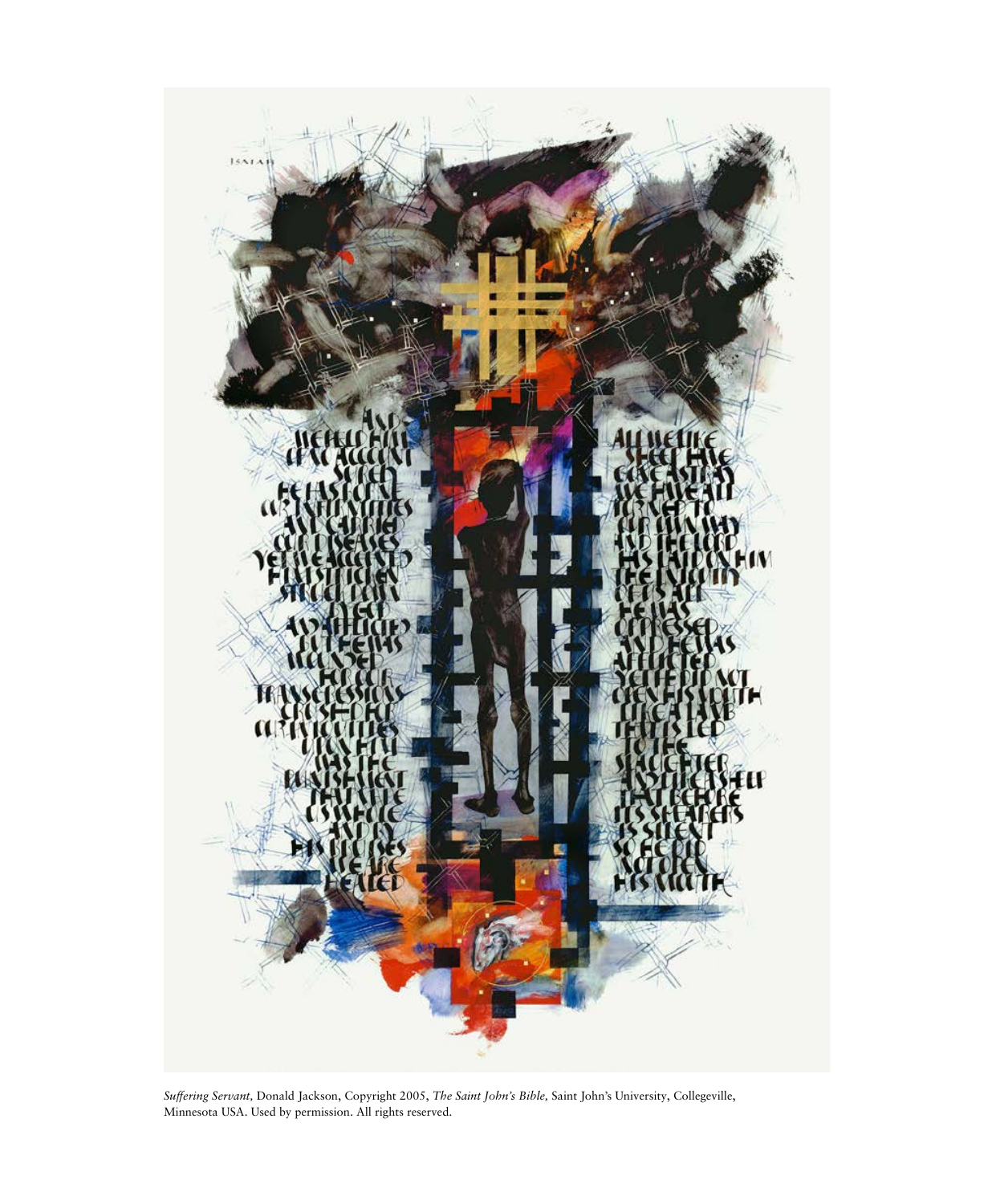*Suffering Servant,* Donald Jackson, Copyright 2005, *The Saint John's Bible,* Saint John's University, Collegeville, Minnesota USA. Used by permission. All rights reserved.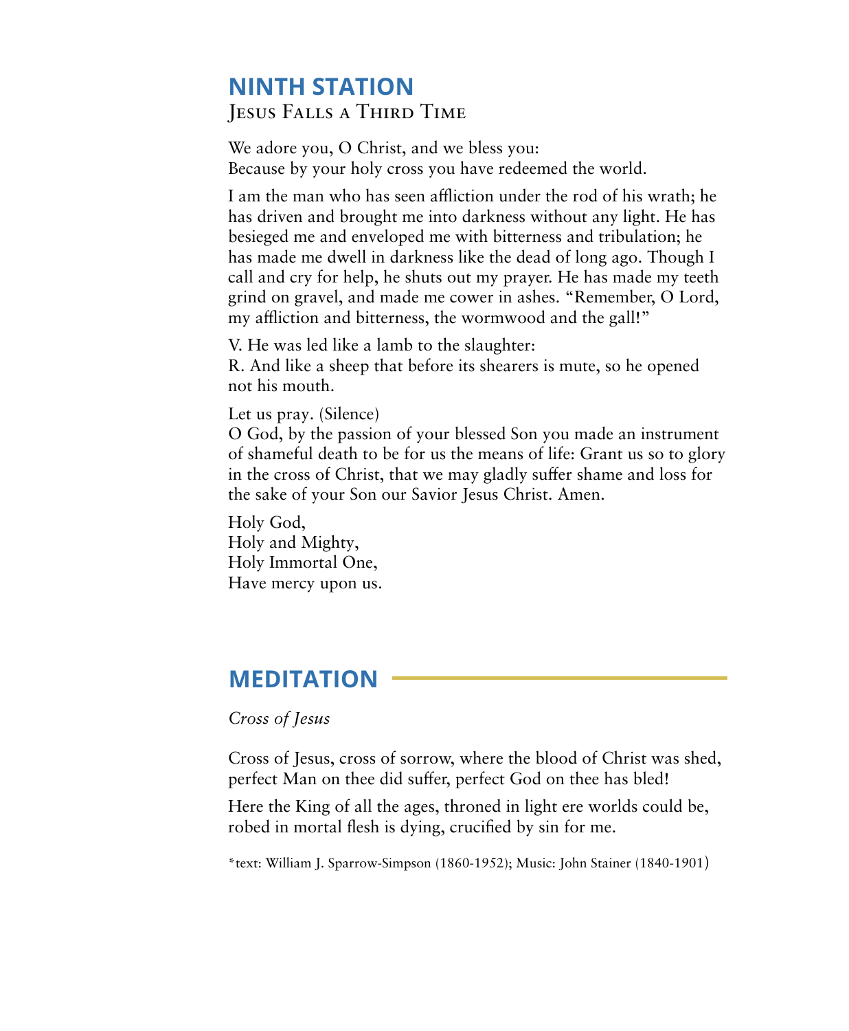## NINTH STATION

### Jesus Falls a Third Time

We adore you, O Christ, and we bless you:
Because by your holy cross you have redeemed the world.

I am the man who has seen affliction under the rod of his wrath; he has driven and brought me into darkness without any light. He has besieged me and enveloped me with bitterness and tribulation; he has made me dwell in darkness like the dead of long ago. Though I call and cry for help, he shuts out my prayer. He has made my teeth grind on gravel, and made me cower in ashes. "Remember, O Lord, my affliction and bitterness, the wormwood and the gall!"

V. He was led like a lamb to the slaughter:
R. And like a sheep that before its shearers is mute, so he opened not his mouth.

Let us pray. (Silence)
O God, by the passion of your blessed Son you made an instrument of shameful death to be for us the means of life: Grant us so to glory in the cross of Christ, that we may gladly suffer shame and loss for the sake of your Son our Savior Jesus Christ. Amen.

Holy God,
Holy and Mighty,
Holy Immortal One,
Have mercy upon us.

## MEDITATION

*Cross of Jesus*

Cross of Jesus, cross of sorrow, where the blood of Christ was shed, perfect Man on thee did suffer, perfect God on thee has bled!

Here the King of all the ages, throned in light ere worlds could be, robed in mortal flesh is dying, crucified by sin for me.

*text: William J. Sparrow-Simpson (1860-1952); Music: John Stainer (1840-1901)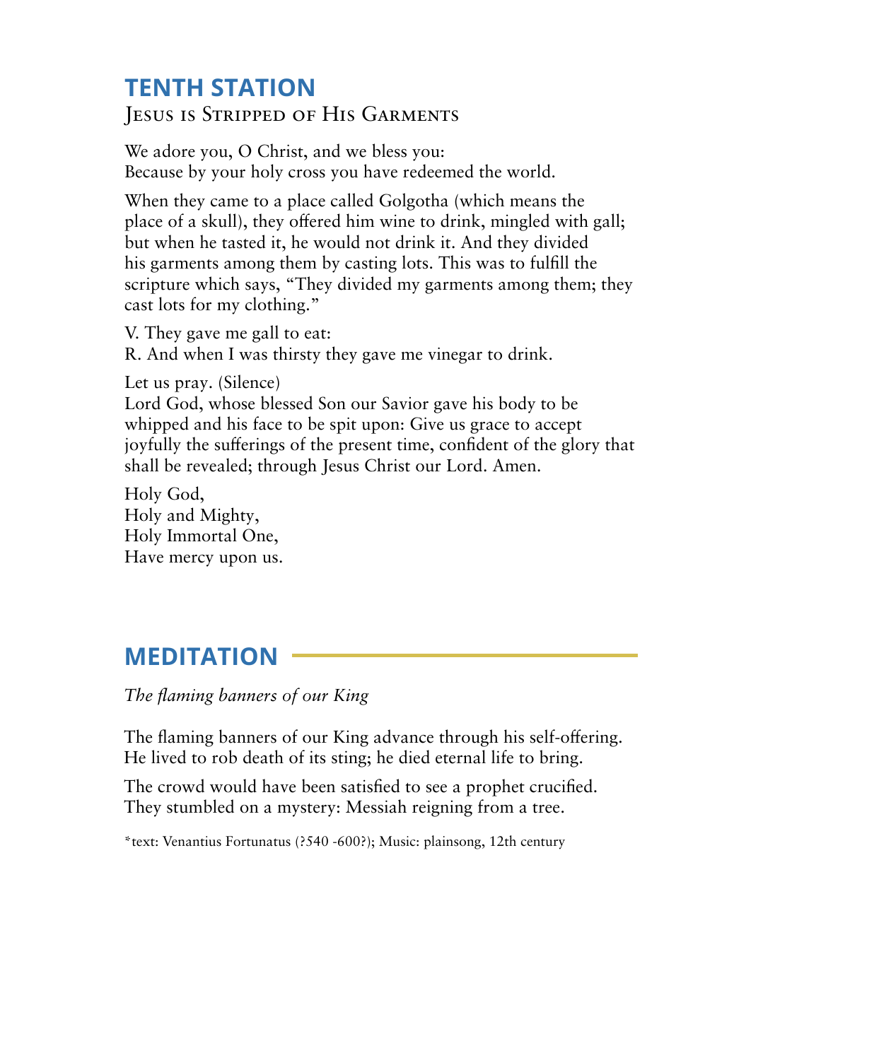## TENTH STATION

### Jesus is Stripped of His Garments

We adore you, O Christ, and we bless you:
Because by your holy cross you have redeemed the world.

When they came to a place called Golgotha (which means the place of a skull), they offered him wine to drink, mingled with gall; but when he tasted it, he would not drink it. And they divided his garments among them by casting lots. This was to fulfill the scripture which says, "They divided my garments among them; they cast lots for my clothing."

V. They gave me gall to eat:
R. And when I was thirsty they gave me vinegar to drink.

Let us pray. (Silence)
Lord God, whose blessed Son our Savior gave his body to be whipped and his face to be spit upon: Give us grace to accept joyfully the sufferings of the present time, confident of the glory that shall be revealed; through Jesus Christ our Lord. Amen.

Holy God,
Holy and Mighty,
Holy Immortal One,
Have mercy upon us.

## MEDITATION

*The flaming banners of our King*

The flaming banners of our King advance through his self-offering.
He lived to rob death of its sting; he died eternal life to bring.

The crowd would have been satisfied to see a prophet crucified.
They stumbled on a mystery: Messiah reigning from a tree.

*text: Venantius Fortunatus (?540 -600?); Music: plainsong, 12th century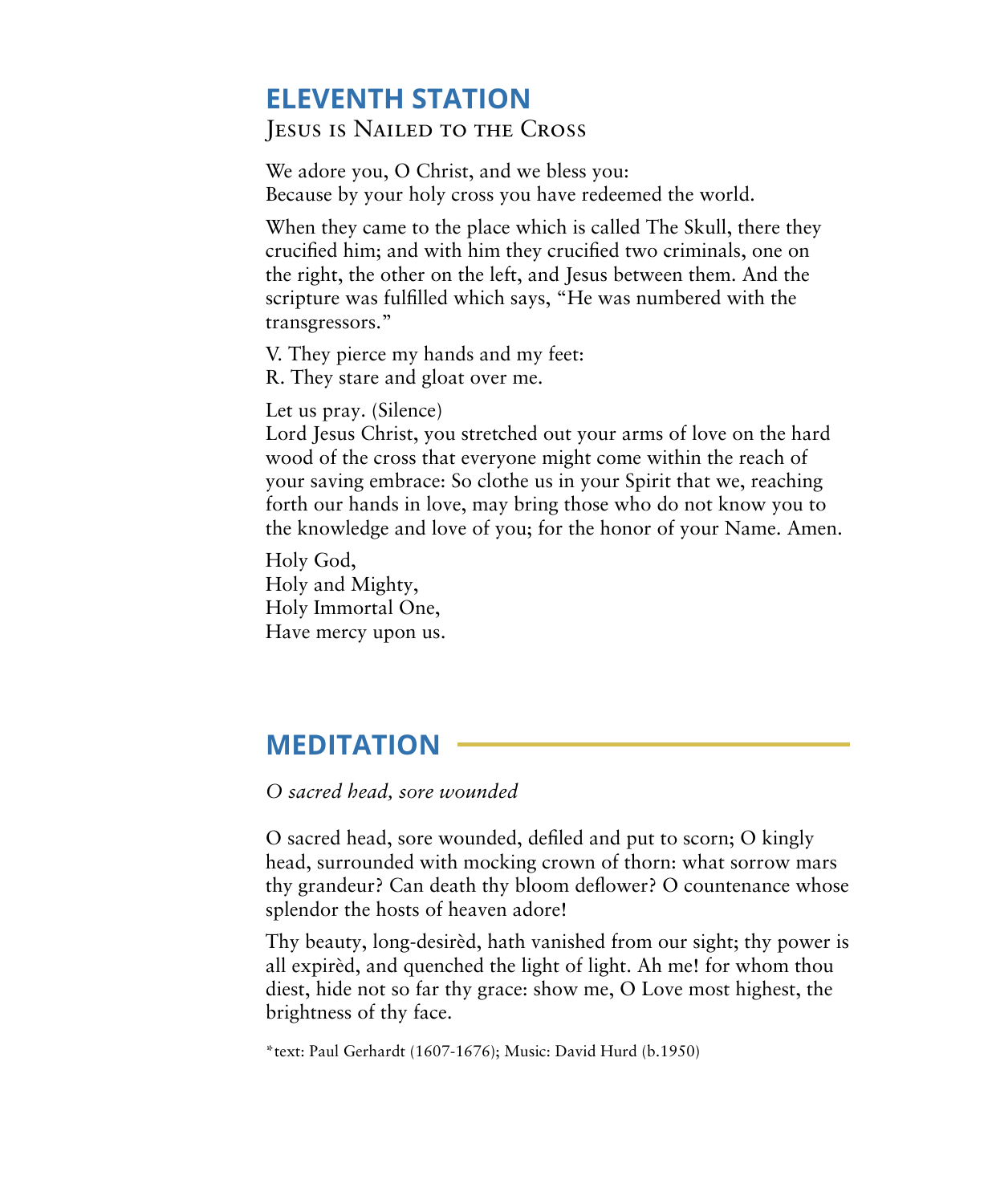## ELEVENTH STATION

Jesus is Nailed to the Cross

We adore you, O Christ, and we bless you:
Because by your holy cross you have redeemed the world.

When they came to the place which is called The Skull, there they crucified him; and with him they crucified two criminals, one on the right, the other on the left, and Jesus between them. And the scripture was fulfilled which says, "He was numbered with the transgressors."

V. They pierce my hands and my feet:
R. They stare and gloat over me.

Let us pray. (Silence)
Lord Jesus Christ, you stretched out your arms of love on the hard wood of the cross that everyone might come within the reach of your saving embrace: So clothe us in your Spirit that we, reaching forth our hands in love, may bring those who do not know you to the knowledge and love of you; for the honor of your Name. Amen.

Holy God,
Holy and Mighty,
Holy Immortal One,
Have mercy upon us.

## MEDITATION

*O sacred head, sore wounded*

O sacred head, sore wounded, defiled and put to scorn; O kingly head, surrounded with mocking crown of thorn: what sorrow mars thy grandeur? Can death thy bloom deflower? O countenance whose splendor the hosts of heaven adore!

Thy beauty, long-desirèd, hath vanished from our sight; thy power is all expirèd, and quenched the light of light. Ah me! for whom thou diest, hide not so far thy grace: show me, O Love most highest, the brightness of thy face.

*text: Paul Gerhardt (1607-1676); Music: David Hurd (b.1950)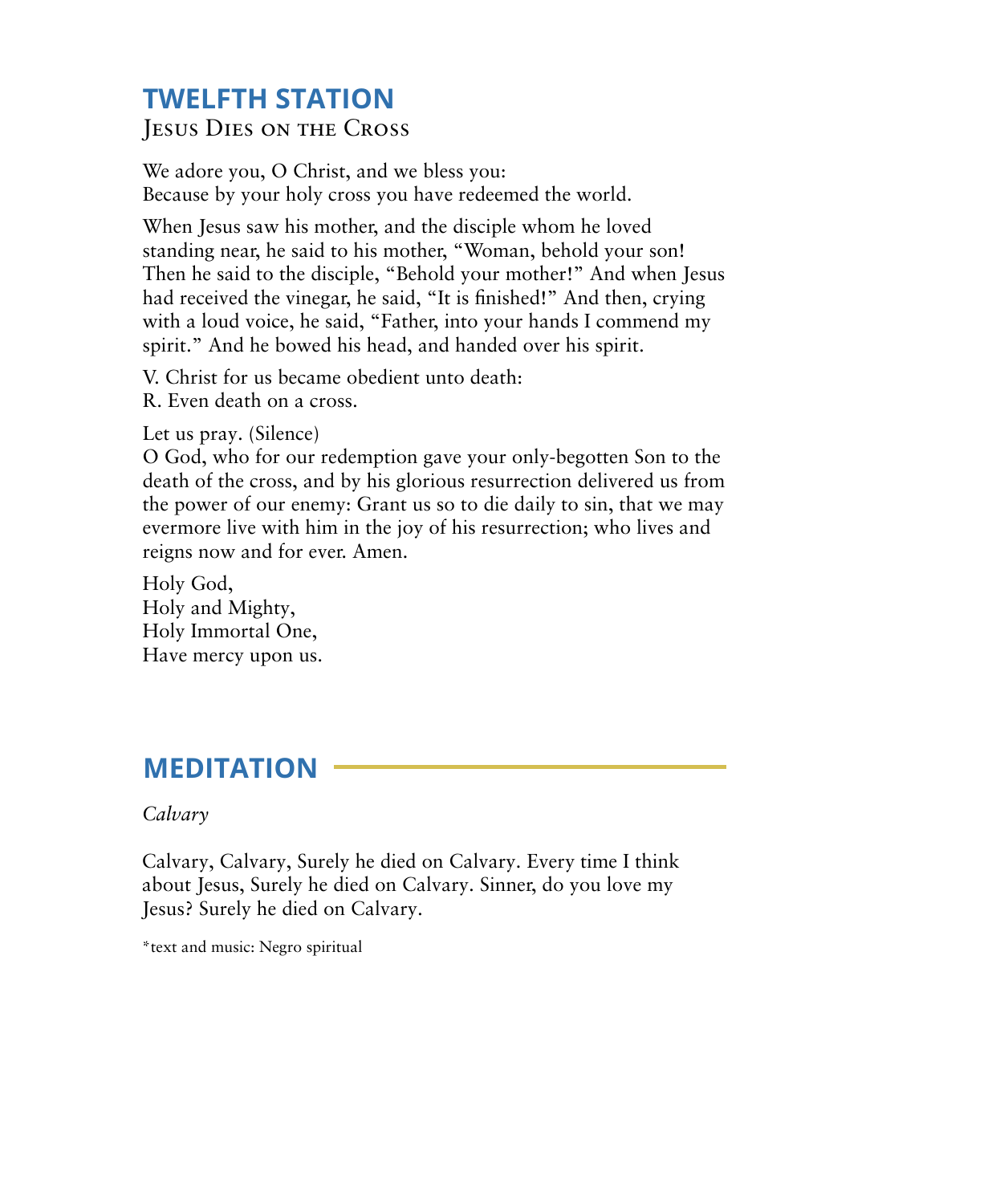## TWELFTH STATION

### Jesus Dies on the Cross

We adore you, O Christ, and we bless you:
Because by your holy cross you have redeemed the world.

When Jesus saw his mother, and the disciple whom he loved standing near, he said to his mother, "Woman, behold your son! Then he said to the disciple, "Behold your mother!" And when Jesus had received the vinegar, he said, "It is finished!" And then, crying with a loud voice, he said, "Father, into your hands I commend my spirit." And he bowed his head, and handed over his spirit.

V. Christ for us became obedient unto death:
R. Even death on a cross.

Let us pray. (Silence)
O God, who for our redemption gave your only-begotten Son to the death of the cross, and by his glorious resurrection delivered us from the power of our enemy: Grant us so to die daily to sin, that we may evermore live with him in the joy of his resurrection; who lives and reigns now and for ever. Amen.

Holy God,
Holy and Mighty,
Holy Immortal One,
Have mercy upon us.

## MEDITATION

*Calvary*

Calvary, Calvary, Surely he died on Calvary. Every time I think about Jesus, Surely he died on Calvary. Sinner, do you love my Jesus? Surely he died on Calvary.

*text and music: Negro spiritual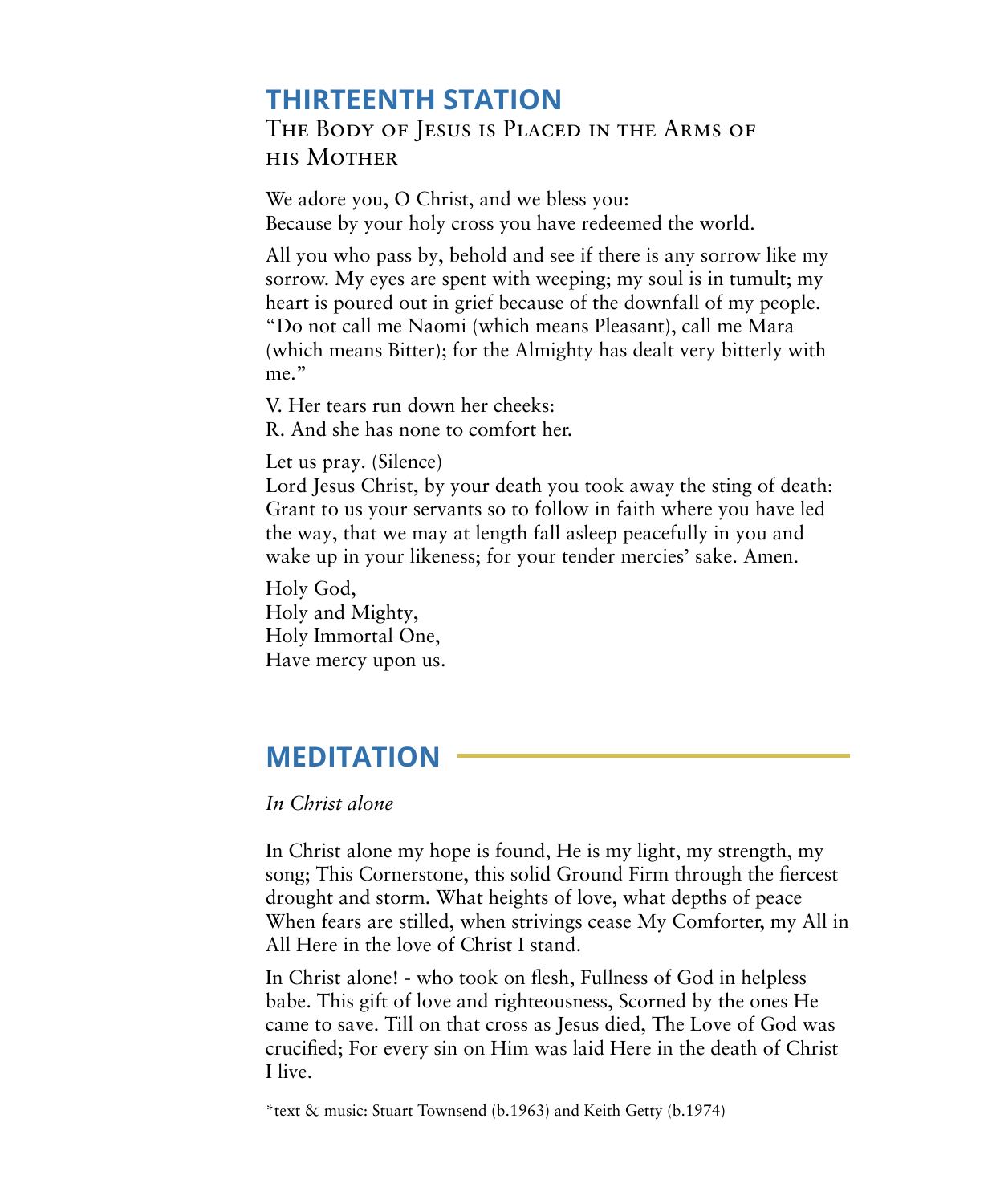## THIRTEENTH STATION

### The Body of Jesus is Placed in the Arms of his Mother

We adore you, O Christ, and we bless you:
Because by your holy cross you have redeemed the world.

All you who pass by, behold and see if there is any sorrow like my sorrow. My eyes are spent with weeping; my soul is in tumult; my heart is poured out in grief because of the downfall of my people. "Do not call me Naomi (which means Pleasant), call me Mara (which means Bitter); for the Almighty has dealt very bitterly with me."

V. Her tears run down her cheeks:
R. And she has none to comfort her.

Let us pray. (Silence)
Lord Jesus Christ, by your death you took away the sting of death: Grant to us your servants so to follow in faith where you have led the way, that we may at length fall asleep peacefully in you and wake up in your likeness; for your tender mercies' sake. Amen.

Holy God,
Holy and Mighty,
Holy Immortal One,
Have mercy upon us.

## MEDITATION

*In Christ alone*

In Christ alone my hope is found, He is my light, my strength, my song; This Cornerstone, this solid Ground Firm through the fiercest drought and storm. What heights of love, what depths of peace When fears are stilled, when strivings cease My Comforter, my All in All Here in the love of Christ I stand.

In Christ alone! - who took on flesh, Fullness of God in helpless babe. This gift of love and righteousness, Scorned by the ones He came to save. Till on that cross as Jesus died, The Love of God was crucified; For every sin on Him was laid Here in the death of Christ I live.

*text & music: Stuart Townsend (b.1963) and Keith Getty (b.1974)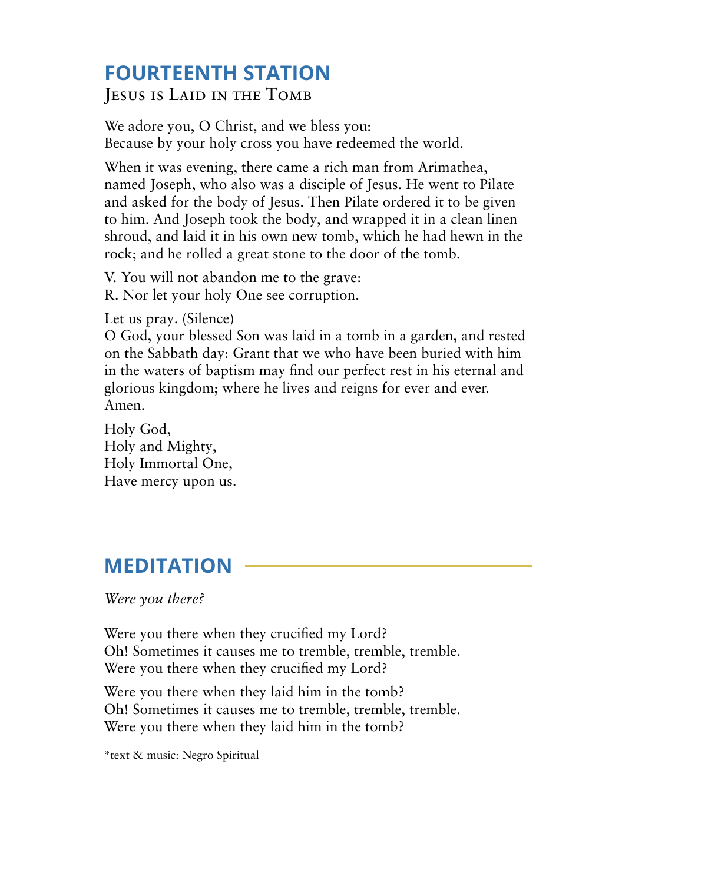## FOURTEENTH STATION

### Jesus is Laid in the Tomb

We adore you, O Christ, and we bless you:  
Because by your holy cross you have redeemed the world.

When it was evening, there came a rich man from Arimathea, named Joseph, who also was a disciple of Jesus. He went to Pilate and asked for the body of Jesus. Then Pilate ordered it to be given to him. And Joseph took the body, and wrapped it in a clean linen shroud, and laid it in his own new tomb, which he had hewn in the rock; and he rolled a great stone to the door of the tomb.

V. You will not abandon me to the grave:  
R. Nor let your holy One see corruption.

Let us pray. (Silence)  
O God, your blessed Son was laid in a tomb in a garden, and rested on the Sabbath day: Grant that we who have been buried with him in the waters of baptism may find our perfect rest in his eternal and glorious kingdom; where he lives and reigns for ever and ever. Amen.

Holy God,  
Holy and Mighty,  
Holy Immortal One,  
Have mercy upon us.

## MEDITATION

*Were you there?*

Were you there when they crucified my Lord?  
Oh! Sometimes it causes me to tremble, tremble, tremble.  
Were you there when they crucified my Lord?

Were you there when they laid him in the tomb?  
Oh! Sometimes it causes me to tremble, tremble, tremble.  
Were you there when they laid him in the tomb?

*text & music: Negro Spiritual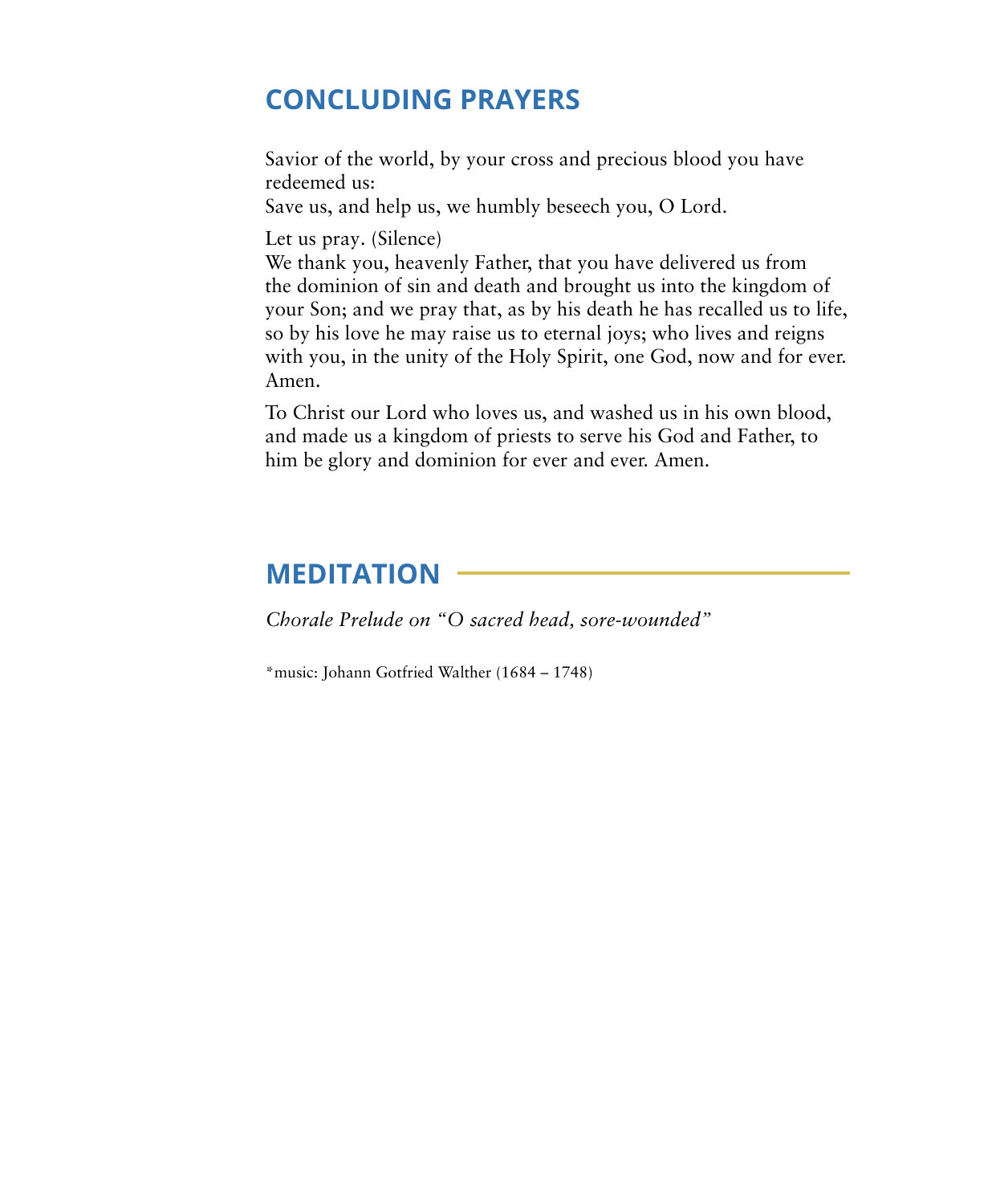## CONCLUDING PRAYERS

Savior of the world, by your cross and precious blood you have redeemed us:
Save us, and help us, we humbly beseech you, O Lord.

Let us pray. (Silence)
We thank you, heavenly Father, that you have delivered us from the dominion of sin and death and brought us into the kingdom of your Son; and we pray that, as by his death he has recalled us to life, so by his love he may raise us to eternal joys; who lives and reigns with you, in the unity of the Holy Spirit, one God, now and for ever. Amen.

To Christ our Lord who loves us, and washed us in his own blood, and made us a kingdom of priests to serve his God and Father, to him be glory and dominion for ever and ever. Amen.

## MEDITATION

*Chorale Prelude on "O sacred head, sore-wounded"*

*music: Johann Gotfried Walther (1684 – 1748)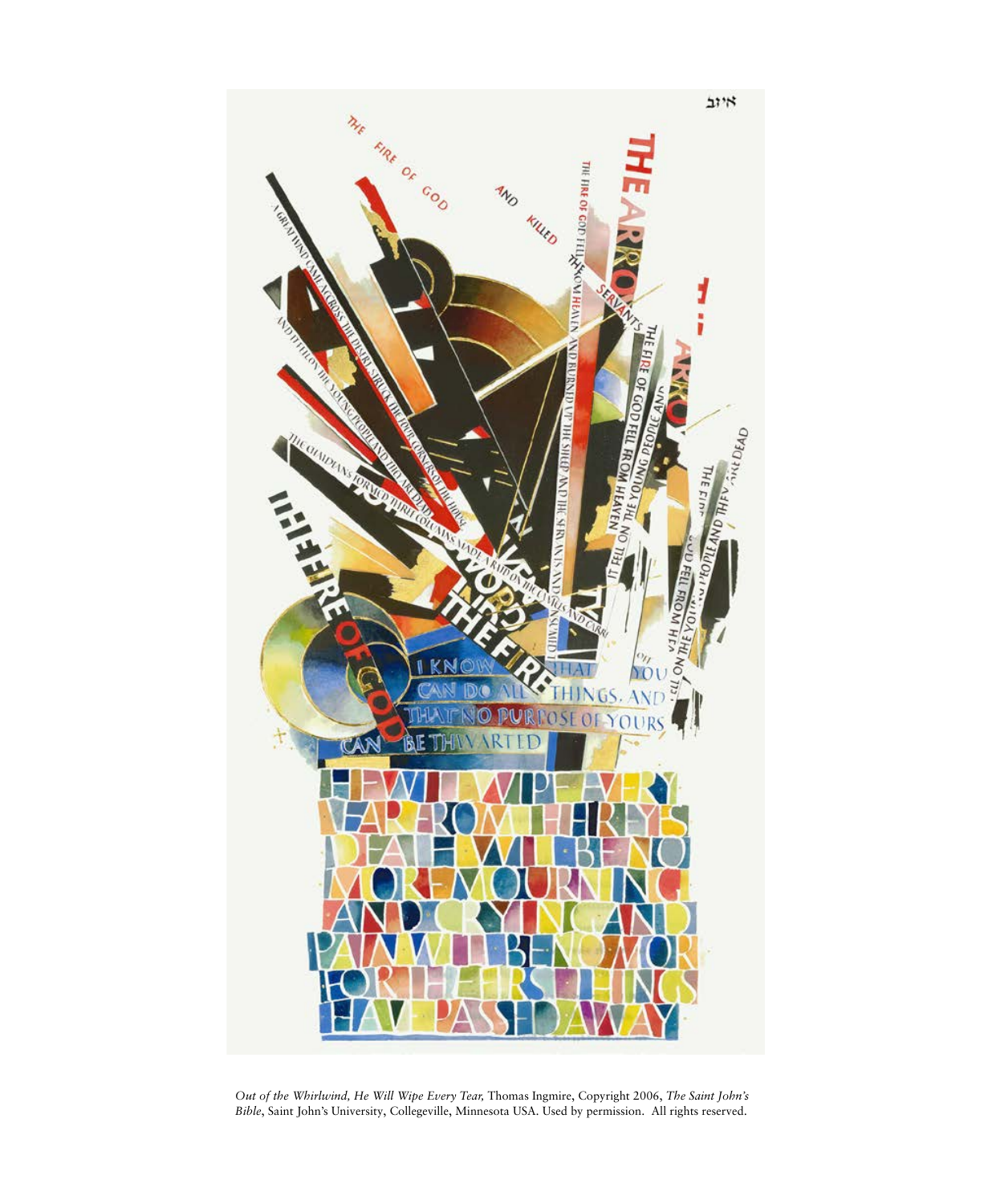*Out of the Whirlwind, He Will Wipe Every Tear,* Thomas Ingmire, Copyright 2006, *The Saint John's Bible*, Saint John's University, Collegeville, Minnesota USA. Used by permission. All rights reserved.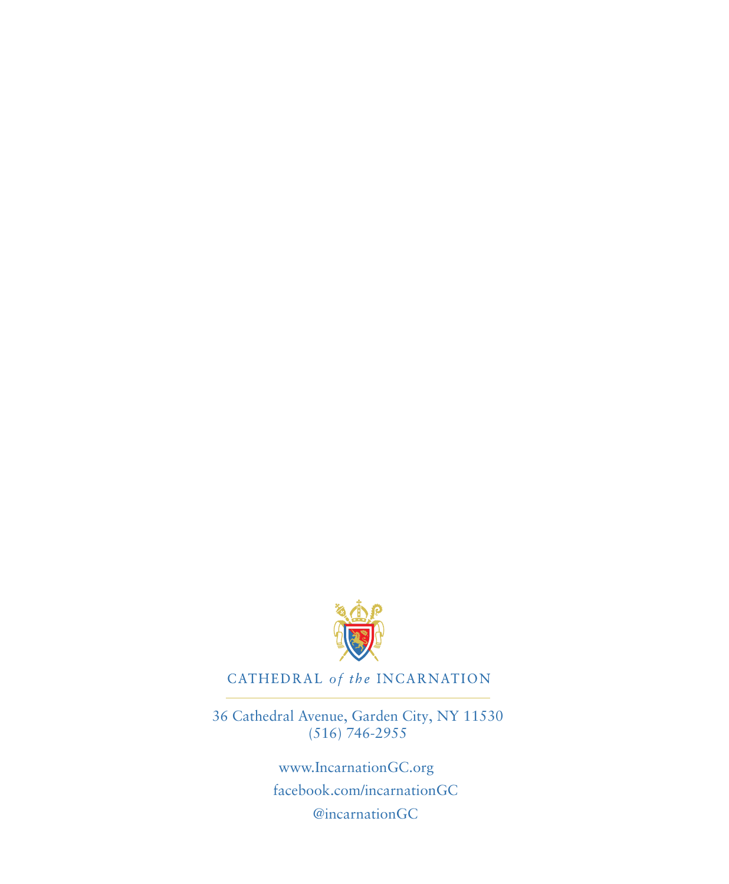CATHEDRAL *of the* INCARNATION

36 Cathedral Avenue, Garden City, NY 11530
(516) 746-2955

www.IncarnationGC.org

facebook.com/incarnationGC

@incarnationGC